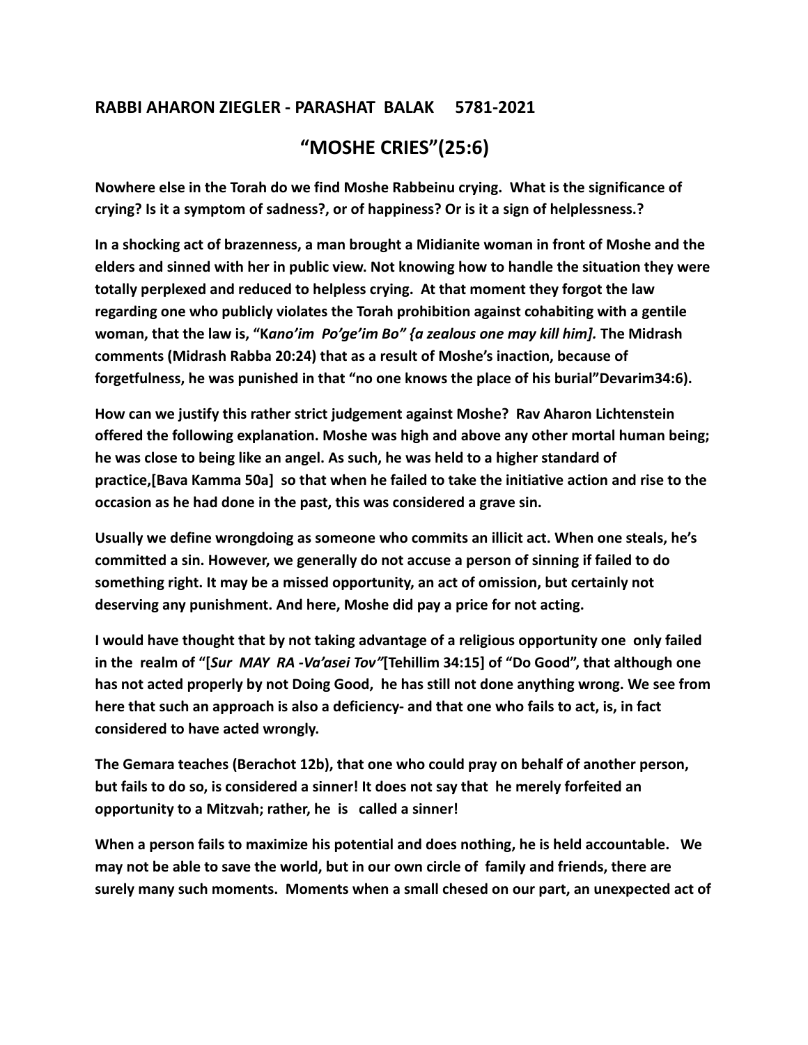**RABBI AHARON ZIEGLER - PARASHAT BALAK 5781-2021**

# "MOSHE CRIES"(25:6)

**Nowhere else in the Torah do we find Moshe Rabbeinu crying. What is the significance of crying? Is it a symptom of sadness?, or of happiness? Or is it a sign of helplessness.?**

**In a shocking act of brazenness, a man brought a Midianite woman in front of Moshe and the elders and sinned with her in public view. Not knowing how to handle the situation they were totally perplexed and reduced to helpless crying. At that moment they forgot the law regarding one who publicly violates the Torah prohibition against cohabiting with a gentile woman, that the law is, "K*ano'im Po'ge'im Bo" {a zealous one may kill him].* The Midrash comments (Midrash Rabba 20:24) that as a result of Moshe's inaction, because of forgetfulness, he was punished in that "no one knows the place of his burial"Devarim34:6).**

**How can we justify this rather strict judgement against Moshe? Rav Aharon Lichtenstein offered the following explanation. Moshe was high and above any other mortal human being; he was close to being like an angel. As such, he was held to a higher standard of practice,[Bava Kamma 50a] so that when he failed to take the initiative action and rise to the occasion as he had done in the past, this was considered a grave sin.**

**Usually we define wrongdoing as someone who commits an illicit act. When one steals, he's committed a sin. However, we generally do not accuse a person of sinning if failed to do something right. It may be a missed opportunity, an act of omission, but certainly not deserving any punishment. And here, Moshe did pay a price for not acting.**

**I would have thought that by not taking advantage of a religious opportunity one only failed in the realm of "[*Sur MAY RA -Va'asei Tov"*[Tehillim 34:15] of "Do Good", that although one has not acted properly by not Doing Good, he has still not done anything wrong. We see from here that such an approach is also a deficiency- and that one who fails to act, is, in fact considered to have acted wrongly.**

**The Gemara teaches (Berachot 12b), that one who could pray on behalf of another person, but fails to do so, is considered a sinner! It does not say that he merely forfeited an opportunity to a Mitzvah; rather, he is called a sinner!**

**When a person fails to maximize his potential and does nothing, he is held accountable. We may not be able to save the world, but in our own circle of family and friends, there are surely many such moments. Moments when a small chesed on our part, an unexpected act of**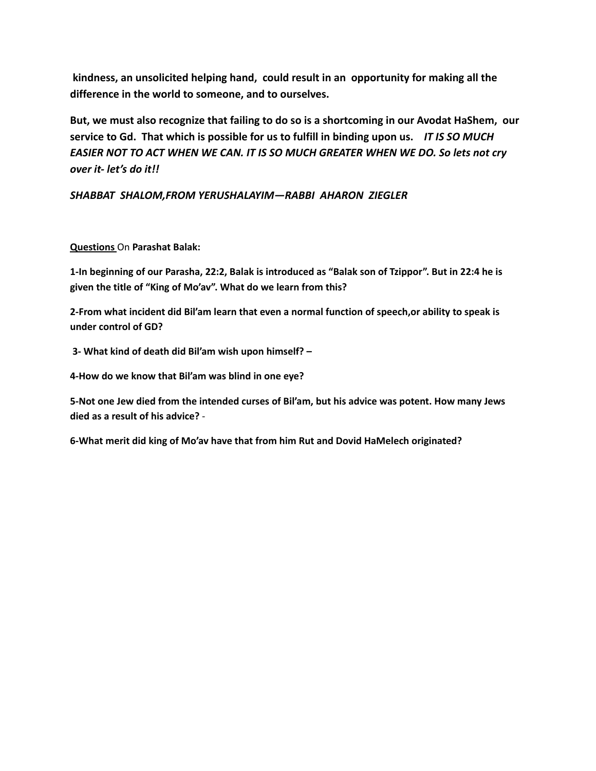**kindness, an unsolicited helping hand, could result in an opportunity for making all the difference in the world to someone, and to ourselves.**

**But, we must also recognize that failing to do so is a shortcoming in our Avodat HaShem, our service to Gd. That which is possible for us to fulfill in binding upon us.** ***IT IS SO MUCH EASIER NOT TO ACT WHEN WE CAN. IT IS SO MUCH GREATER WHEN WE DO. So lets not cry over it- let's do it!!***

***SHABBAT SHALOM,FROM YERUSHALAYIM—RABBI AHARON ZIEGLER***

**Questions** On **Parashat Balak:**

**1-In beginning of our Parasha, 22:2, Balak is introduced as "Balak son of Tzippor". But in 22:4 he is given the title of "King of Mo'av". What do we learn from this?**

**2-From what incident did Bil'am learn that even a normal function of speech,or ability to speak is under control of GD?**

**3- What kind of death did Bil'am wish upon himself? –**

**4-How do we know that Bil'am was blind in one eye?**

**5-Not one Jew died from the intended curses of Bil'am, but his advice was potent. How many Jews died as a result of his advice?** -

**6-What merit did king of Mo'av have that from him Rut and Dovid HaMelech originated?**